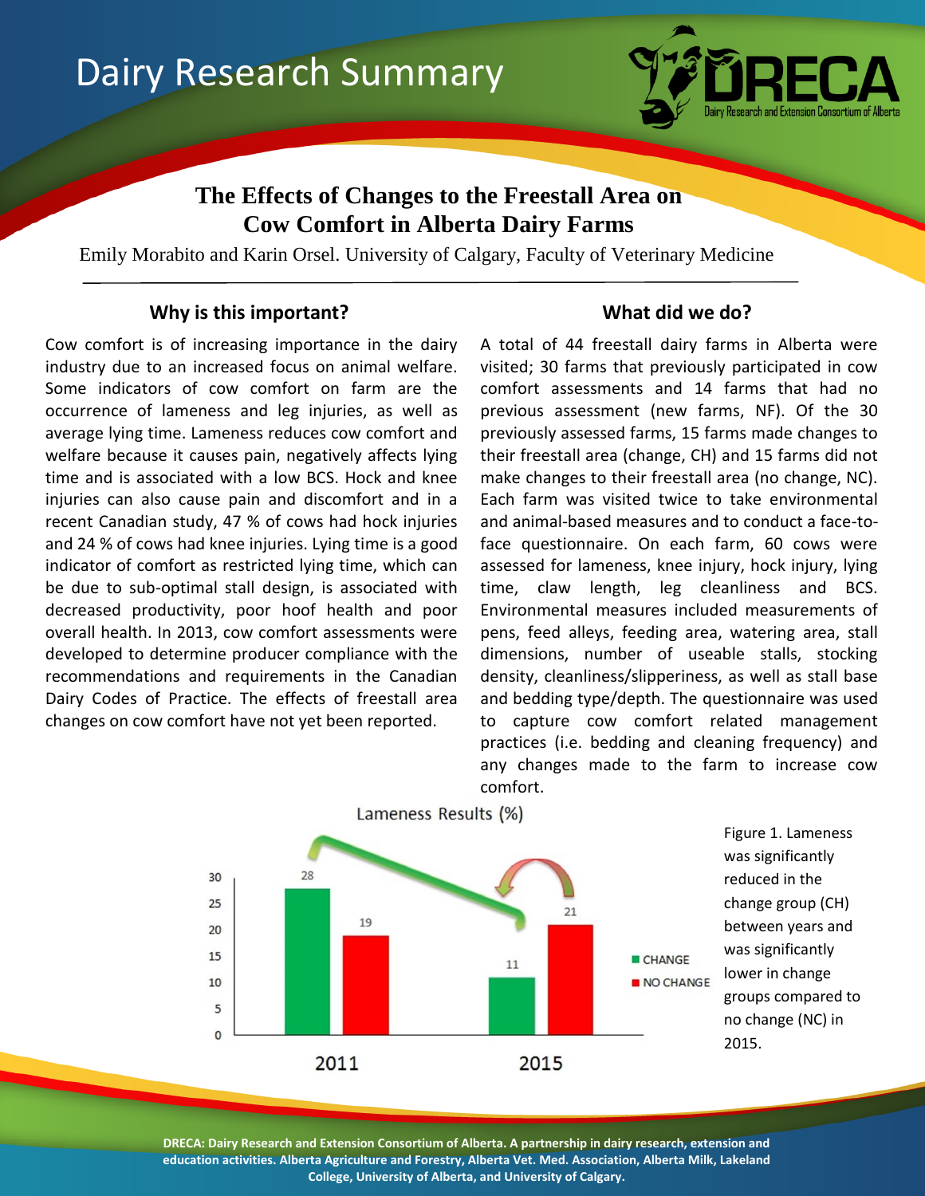# Dairy Research Summary

## The Effects of Changes to the Freestall Area on Cow Comfort in Alberta Dairy Farms

Emily Morabito and Karin Orsel. University of Calgary, Faculty of Veterinary Medicine

### Why is this important?

Cow comfort is of increasing importance in the dairy industry due to an increased focus on animal welfare. Some indicators of cow comfort on farm are the occurrence of lameness and leg injuries, as well as average lying time. Lameness reduces cow comfort and welfare because it causes pain, negatively affects lying time and is associated with a low BCS. Hock and knee injuries can also cause pain and discomfort and in a recent Canadian study, 47 % of cows had hock injuries and 24 % of cows had knee injuries. Lying time is a good indicator of comfort as restricted lying time, which can be due to sub-optimal stall design, is associated with decreased productivity, poor hoof health and poor overall health. In 2013, cow comfort assessments were developed to determine producer compliance with the recommendations and requirements in the Canadian Dairy Codes of Practice. The effects of freestall area changes on cow comfort have not yet been reported.

### What did we do?

A total of 44 freestall dairy farms in Alberta were visited; 30 farms that previously participated in cow comfort assessments and 14 farms that had no previous assessment (new farms, NF). Of the 30 previously assessed farms, 15 farms made changes to their freestall area (change, CH) and 15 farms did not make changes to their freestall area (no change, NC). Each farm was visited twice to take environmental and animal-based measures and to conduct a face-to-face questionnaire. On each farm, 60 cows were assessed for lameness, knee injury, hock injury, lying time, claw length, leg cleanliness and BCS. Environmental measures included measurements of pens, feed alleys, feeding area, watering area, stall dimensions, number of useable stalls, stocking density, cleanliness/slipperiness, as well as stall base and bedding type/depth. The questionnaire was used to capture cow comfort related management practices (i.e. bedding and cleaning frequency) and any changes made to the farm to increase cow comfort.

Lameness Results (%)

| | CHANGE | NO CHANGE |
|---|---|---|
| 2011 | 28 | 19 |
| 2015 | 11 | 21 |

Figure 1. Lameness was significantly reduced in the change group (CH) between years and was significantly lower in change groups compared to no change (NC) in 2015.

DRECA: Dairy Research and Extension Consortium of Alberta. A partnership in dairy research, extension and education activities. Alberta Agriculture and Forestry, Alberta Vet. Med. Association, Alberta Milk, Lakeland College, University of Alberta, and University of Calgary.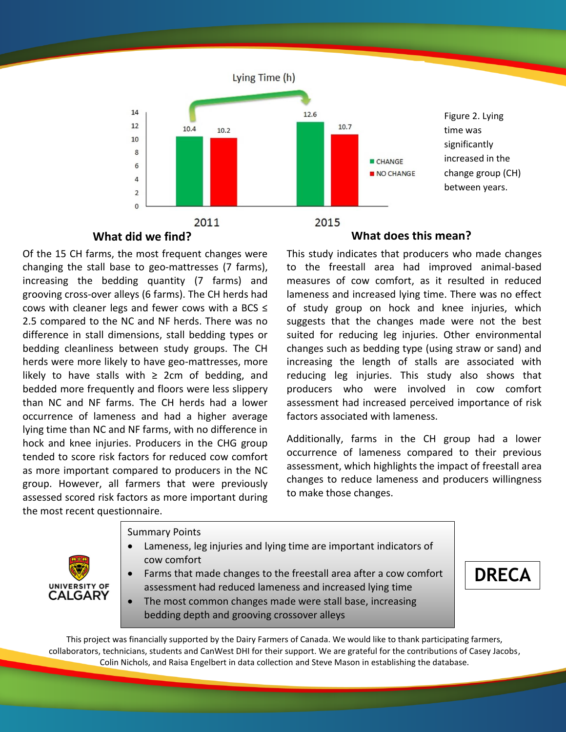Lying Time (h)

14
12
10
8
6
4
2
0

10.4
10.2
12.6
10.7

CHANGE
NO CHANGE

2011
2015

Figure 2. Lying time was significantly increased in the change group (CH) between years.

## What did we find?

Of the 15 CH farms, the most frequent changes were changing the stall base to geo-mattresses (7 farms), increasing the bedding quantity (7 farms) and grooving cross-over alleys (6 farms). The CH herds had cows with cleaner legs and fewer cows with a BCS ≤ 2.5 compared to the NC and NF herds. There was no difference in stall dimensions, stall bedding types or bedding cleanliness between study groups. The CH herds were more likely to have geo-mattresses, more likely to have stalls with ≥ 2cm of bedding, and bedded more frequently and floors were less slippery than NC and NF farms. The CH herds had a lower occurrence of lameness and had a higher average lying time than NC and NF farms, with no difference in hock and knee injuries. Producers in the CHG group tended to score risk factors for reduced cow comfort as more important compared to producers in the NC group. However, all farmers that were previously assessed scored risk factors as more important during the most recent questionnaire.

## What does this mean?

This study indicates that producers who made changes to the freestall area had improved animal-based measures of cow comfort, as it resulted in reduced lameness and increased lying time. There was no effect of study group on hock and knee injuries, which suggests that the changes made were not the best suited for reducing leg injuries. Other environmental changes such as bedding type (using straw or sand) and increasing the length of stalls are associated with reducing leg injuries. This study also shows that producers who were involved in cow comfort assessment had increased perceived importance of risk factors associated with lameness.

Additionally, farms in the CH group had a lower occurrence of lameness compared to their previous assessment, which highlights the impact of freestall area changes to reduce lameness and producers willingness to make those changes.

UNIVERSITY OF CALGARY

Summary Points

- Lameness, leg injuries and lying time are important indicators of cow comfort
- Farms that made changes to the freestall area after a cow comfort assessment had reduced lameness and increased lying time
- The most common changes made were stall base, increasing bedding depth and grooving crossover alleys

DRECA

This project was financially supported by the Dairy Farmers of Canada. We would like to thank participating farmers, collaborators, technicians, students and CanWest DHI for their support. We are grateful for the contributions of Casey Jacobs, Colin Nichols, and Raisa Engelbert in data collection and Steve Mason in establishing the database.